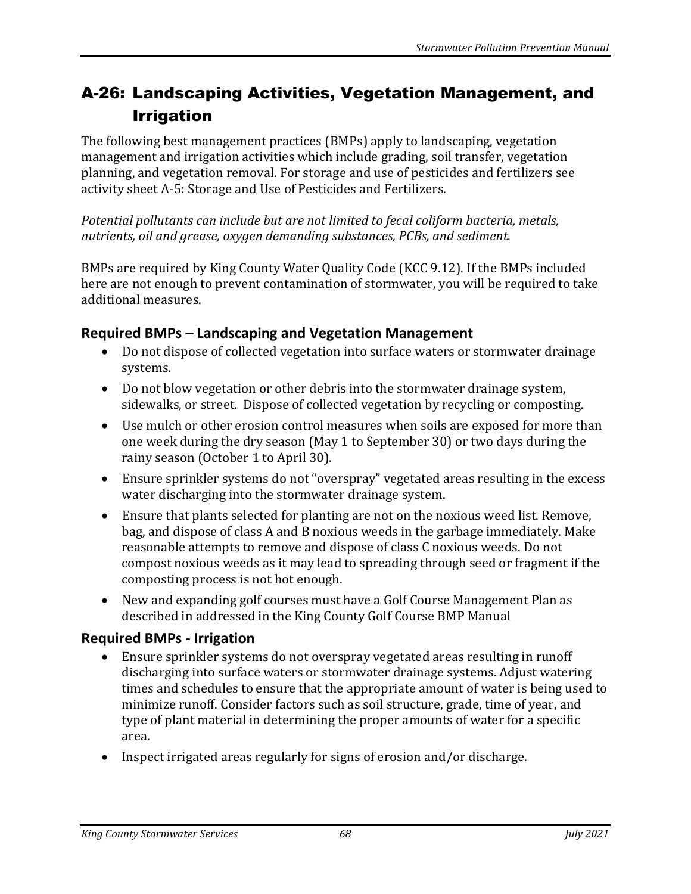# A-26: Landscaping Activities, Vegetation Management, and Irrigation

The following best management practices (BMPs) apply to landscaping, vegetation management and irrigation activities which include grading, soil transfer, vegetation planning, and vegetation removal. For storage and use of pesticides and fertilizers see activity sheet A-5: Storage and Use of Pesticides and Fertilizers.

*Potential pollutants can include but are not limited to fecal coliform bacteria, metals, nutrients, oil and grease, oxygen demanding substances, PCBs, and sediment.*

BMPs are required by King County Water Quality Code (KCC 9.12). If the BMPs included here are not enough to prevent contamination of stormwater, you will be required to take additional measures.

## Required BMPs – Landscaping and Vegetation Management

- Do not dispose of collected vegetation into surface waters or stormwater drainage systems.
- Do not blow vegetation or other debris into the stormwater drainage system, sidewalks, or street. Dispose of collected vegetation by recycling or composting.
- Use mulch or other erosion control measures when soils are exposed for more than one week during the dry season (May 1 to September 30) or two days during the rainy season (October 1 to April 30).
- Ensure sprinkler systems do not "overspray" vegetated areas resulting in the excess water discharging into the stormwater drainage system.
- Ensure that plants selected for planting are not on the noxious weed list. Remove, bag, and dispose of class A and B noxious weeds in the garbage immediately. Make reasonable attempts to remove and dispose of class C noxious weeds. Do not compost noxious weeds as it may lead to spreading through seed or fragment if the composting process is not hot enough.
- New and expanding golf courses must have a Golf Course Management Plan as described in addressed in the King County Golf Course BMP Manual

## Required BMPs - Irrigation

- Ensure sprinkler systems do not overspray vegetated areas resulting in runoff discharging into surface waters or stormwater drainage systems. Adjust watering times and schedules to ensure that the appropriate amount of water is being used to minimize runoff. Consider factors such as soil structure, grade, time of year, and type of plant material in determining the proper amounts of water for a specific area.
- Inspect irrigated areas regularly for signs of erosion and/or discharge.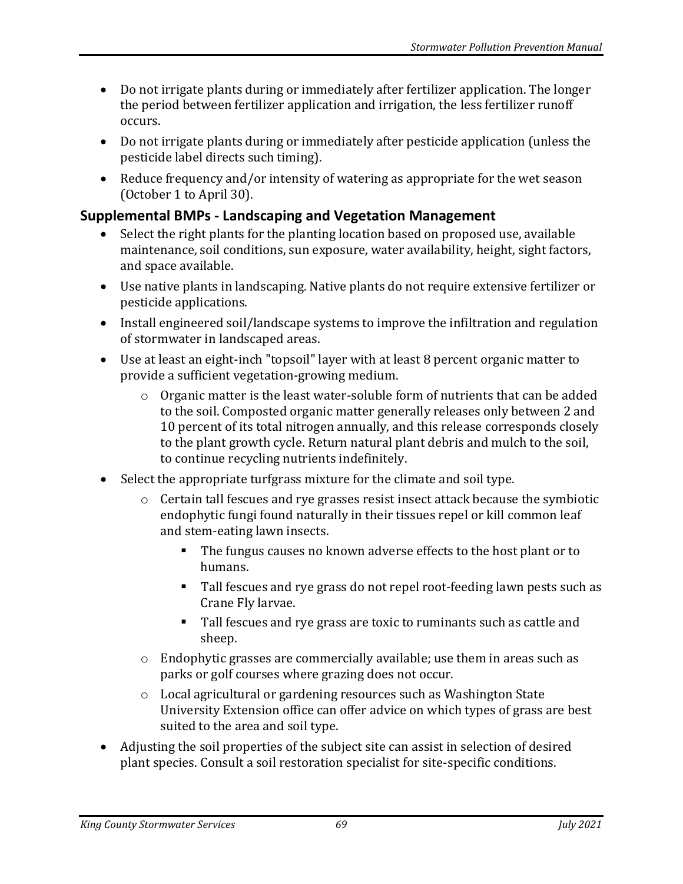- Do not irrigate plants during or immediately after fertilizer application. The longer the period between fertilizer application and irrigation, the less fertilizer runoff occurs.
- Do not irrigate plants during or immediately after pesticide application (unless the pesticide label directs such timing).
- Reduce frequency and/or intensity of watering as appropriate for the wet season (October 1 to April 30).

## Supplemental BMPs - Landscaping and Vegetation Management

- Select the right plants for the planting location based on proposed use, available maintenance, soil conditions, sun exposure, water availability, height, sight factors, and space available.
- Use native plants in landscaping. Native plants do not require extensive fertilizer or pesticide applications.
- Install engineered soil/landscape systems to improve the infiltration and regulation of stormwater in landscaped areas.
- Use at least an eight-inch "topsoil" layer with at least 8 percent organic matter to provide a sufficient vegetation-growing medium.
  - Organic matter is the least water-soluble form of nutrients that can be added to the soil. Composted organic matter generally releases only between 2 and 10 percent of its total nitrogen annually, and this release corresponds closely to the plant growth cycle. Return natural plant debris and mulch to the soil, to continue recycling nutrients indefinitely.
- Select the appropriate turfgrass mixture for the climate and soil type.
  - Certain tall fescues and rye grasses resist insect attack because the symbiotic endophytic fungi found naturally in their tissues repel or kill common leaf and stem-eating lawn insects.
    - The fungus causes no known adverse effects to the host plant or to humans.
    - Tall fescues and rye grass do not repel root-feeding lawn pests such as Crane Fly larvae.
    - Tall fescues and rye grass are toxic to ruminants such as cattle and sheep.
  - Endophytic grasses are commercially available; use them in areas such as parks or golf courses where grazing does not occur.
  - Local agricultural or gardening resources such as Washington State University Extension office can offer advice on which types of grass are best suited to the area and soil type.
- Adjusting the soil properties of the subject site can assist in selection of desired plant species. Consult a soil restoration specialist for site-specific conditions.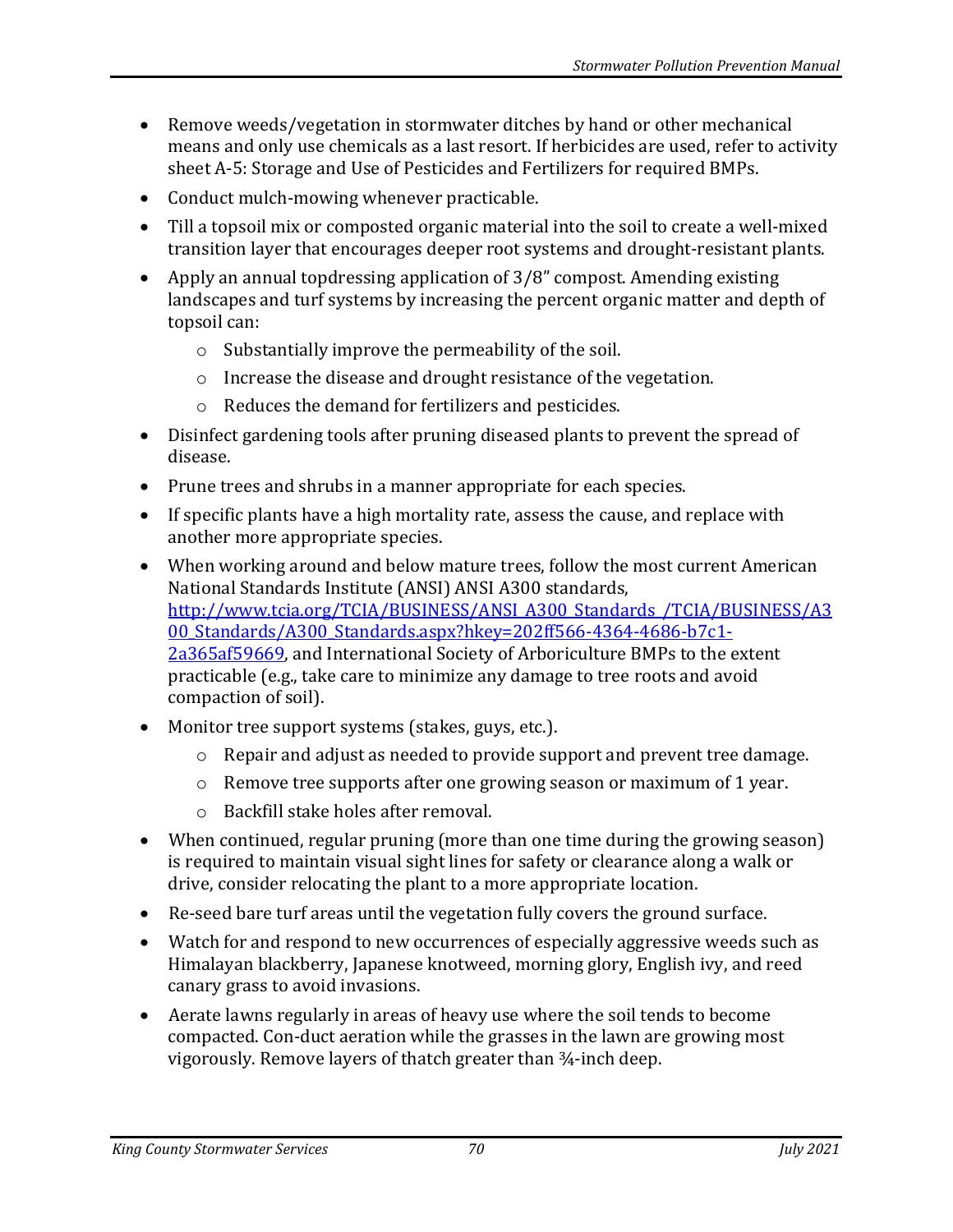- Remove weeds/vegetation in stormwater ditches by hand or other mechanical means and only use chemicals as a last resort. If herbicides are used, refer to activity sheet A-5: Storage and Use of Pesticides and Fertilizers for required BMPs.
- Conduct mulch-mowing whenever practicable.
- Till a topsoil mix or composted organic material into the soil to create a well-mixed transition layer that encourages deeper root systems and drought-resistant plants.
- Apply an annual topdressing application of 3/8" compost. Amending existing landscapes and turf systems by increasing the percent organic matter and depth of topsoil can:
  - Substantially improve the permeability of the soil.
  - Increase the disease and drought resistance of the vegetation.
  - Reduces the demand for fertilizers and pesticides.
- Disinfect gardening tools after pruning diseased plants to prevent the spread of disease.
- Prune trees and shrubs in a manner appropriate for each species.
- If specific plants have a high mortality rate, assess the cause, and replace with another more appropriate species.
- When working around and below mature trees, follow the most current American National Standards Institute (ANSI) ANSI A300 standards, [http://www.tcia.org/TCIA/BUSINESS/ANSI_A300_Standards_/TCIA/BUSINESS/A300_Standards/A300_Standards.aspx?hkey=202ff566-4364-4686-b7c1-2a365af59669](http://www.tcia.org/TCIA/BUSINESS/ANSI_A300_Standards_/TCIA/BUSINESS/A300_Standards/A300_Standards.aspx?hkey=202ff566-4364-4686-b7c1-2a365af59669), and International Society of Arboriculture BMPs to the extent practicable (e.g., take care to minimize any damage to tree roots and avoid compaction of soil).
- Monitor tree support systems (stakes, guys, etc.).
  - Repair and adjust as needed to provide support and prevent tree damage.
  - Remove tree supports after one growing season or maximum of 1 year.
  - Backfill stake holes after removal.
- When continued, regular pruning (more than one time during the growing season) is required to maintain visual sight lines for safety or clearance along a walk or drive, consider relocating the plant to a more appropriate location.
- Re-seed bare turf areas until the vegetation fully covers the ground surface.
- Watch for and respond to new occurrences of especially aggressive weeds such as Himalayan blackberry, Japanese knotweed, morning glory, English ivy, and reed canary grass to avoid invasions.
- Aerate lawns regularly in areas of heavy use where the soil tends to become compacted. Con-duct aeration while the grasses in the lawn are growing most vigorously. Remove layers of thatch greater than ¾-inch deep.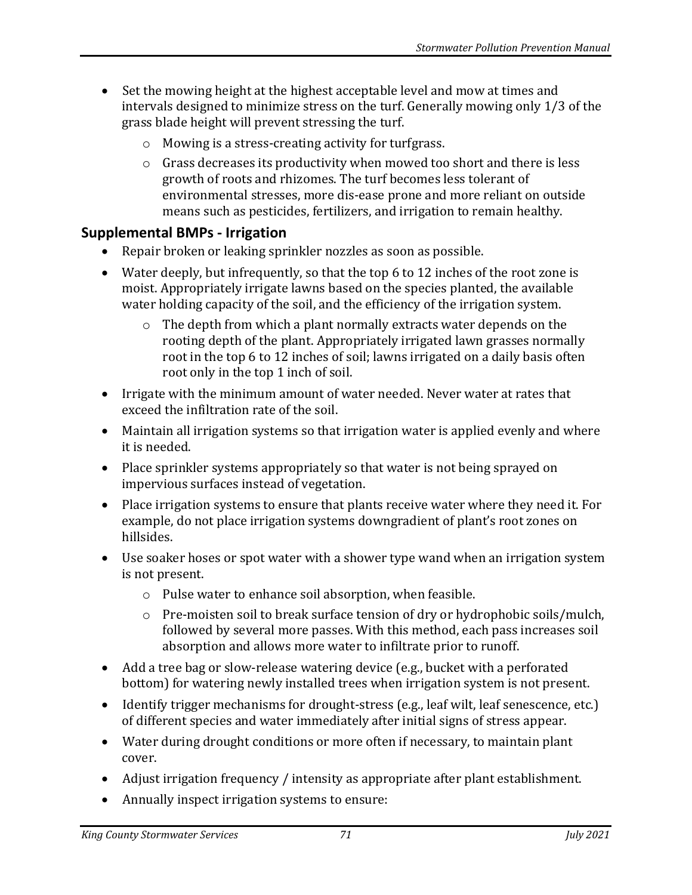- Set the mowing height at the highest acceptable level and mow at times and intervals designed to minimize stress on the turf. Generally mowing only 1/3 of the grass blade height will prevent stressing the turf.
    - Mowing is a stress-creating activity for turfgrass.
    - Grass decreases its productivity when mowed too short and there is less growth of roots and rhizomes. The turf becomes less tolerant of environmental stresses, more dis-ease prone and more reliant on outside means such as pesticides, fertilizers, and irrigation to remain healthy.

## Supplemental BMPs - Irrigation

- Repair broken or leaking sprinkler nozzles as soon as possible.
- Water deeply, but infrequently, so that the top 6 to 12 inches of the root zone is moist. Appropriately irrigate lawns based on the species planted, the available water holding capacity of the soil, and the efficiency of the irrigation system.
    - The depth from which a plant normally extracts water depends on the rooting depth of the plant. Appropriately irrigated lawn grasses normally root in the top 6 to 12 inches of soil; lawns irrigated on a daily basis often root only in the top 1 inch of soil.
- Irrigate with the minimum amount of water needed. Never water at rates that exceed the infiltration rate of the soil.
- Maintain all irrigation systems so that irrigation water is applied evenly and where it is needed.
- Place sprinkler systems appropriately so that water is not being sprayed on impervious surfaces instead of vegetation.
- Place irrigation systems to ensure that plants receive water where they need it. For example, do not place irrigation systems downgradient of plant's root zones on hillsides.
- Use soaker hoses or spot water with a shower type wand when an irrigation system is not present.
    - Pulse water to enhance soil absorption, when feasible.
    - Pre-moisten soil to break surface tension of dry or hydrophobic soils/mulch, followed by several more passes. With this method, each pass increases soil absorption and allows more water to infiltrate prior to runoff.
- Add a tree bag or slow-release watering device (e.g., bucket with a perforated bottom) for watering newly installed trees when irrigation system is not present.
- Identify trigger mechanisms for drought-stress (e.g., leaf wilt, leaf senescence, etc.) of different species and water immediately after initial signs of stress appear.
- Water during drought conditions or more often if necessary, to maintain plant cover.
- Adjust irrigation frequency / intensity as appropriate after plant establishment.
- Annually inspect irrigation systems to ensure: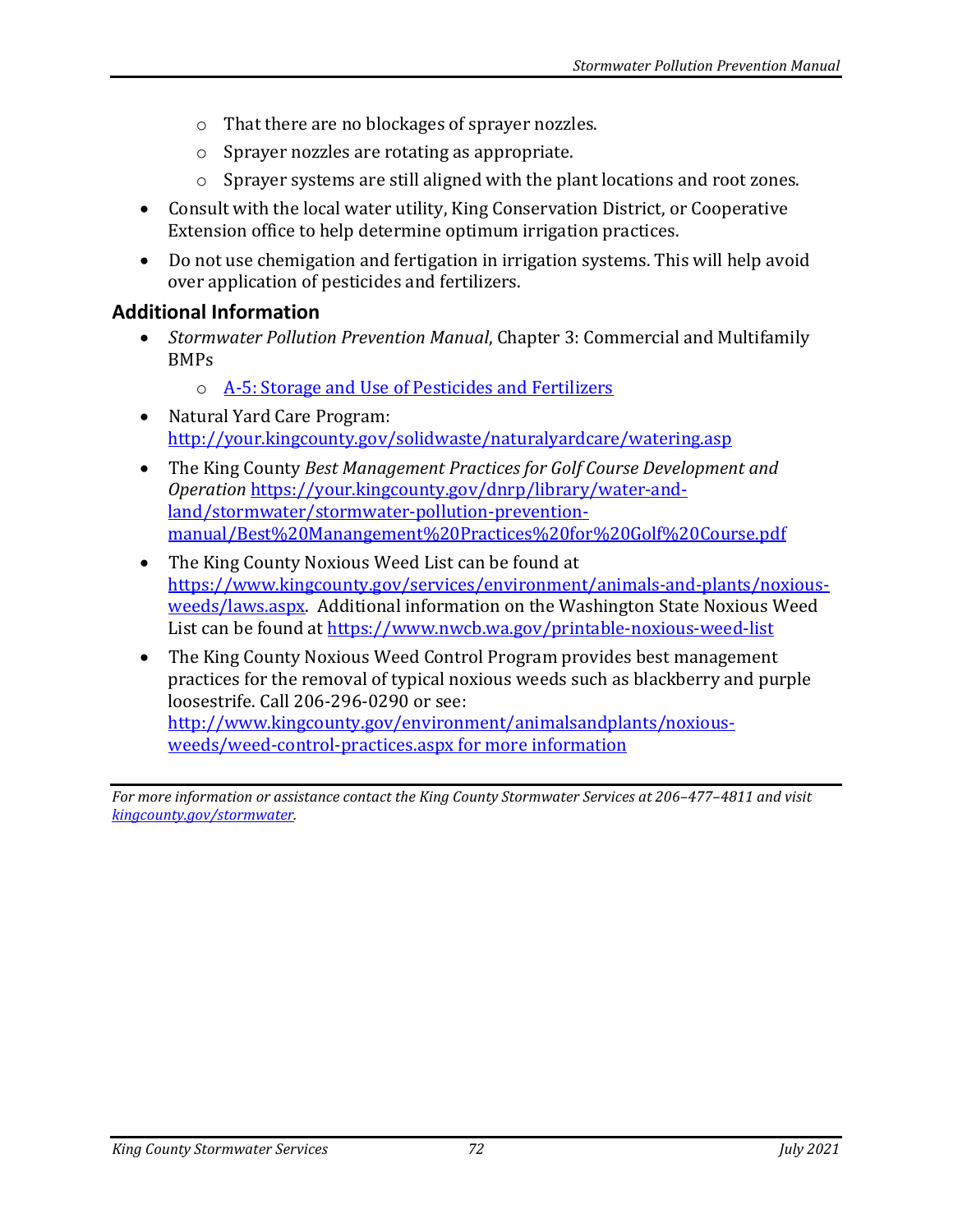- That there are no blockages of sprayer nozzles.
  - Sprayer nozzles are rotating as appropriate.
  - Sprayer systems are still aligned with the plant locations and root zones.
- Consult with the local water utility, King Conservation District, or Cooperative Extension office to help determine optimum irrigation practices.
- Do not use chemigation and fertigation in irrigation systems. This will help avoid over application of pesticides and fertilizers.

### Additional Information

- *Stormwater Pollution Prevention Manual*, Chapter 3: Commercial and Multifamily BMPs
  - [A-5: Storage and Use of Pesticides and Fertilizers](#)
- Natural Yard Care Program: [http://your.kingcounty.gov/solidwaste/naturalyardcare/watering.asp](http://your.kingcounty.gov/solidwaste/naturalyardcare/watering.asp)
- The King County *Best Management Practices for Golf Course Development and Operation* [https://your.kingcounty.gov/dnrp/library/water-and-land/stormwater/stormwater-pollution-prevention-manual/Best%20Manangement%20Practices%20for%20Golf%20Course.pdf](https://your.kingcounty.gov/dnrp/library/water-and-land/stormwater/stormwater-pollution-prevention-manual/Best%20Manangement%20Practices%20for%20Golf%20Course.pdf)
- The King County Noxious Weed List can be found at [https://www.kingcounty.gov/services/environment/animals-and-plants/noxious-weeds/laws.aspx](https://www.kingcounty.gov/services/environment/animals-and-plants/noxious-weeds/laws.aspx). Additional information on the Washington State Noxious Weed List can be found at [https://www.nwcb.wa.gov/printable-noxious-weed-list](https://www.nwcb.wa.gov/printable-noxious-weed-list)
- The King County Noxious Weed Control Program provides best management practices for the removal of typical noxious weeds such as blackberry and purple loosestrife. Call 206-296-0290 or see: [http://www.kingcounty.gov/environment/animalsandplants/noxious-weeds/weed-control-practices.aspx for more information](http://www.kingcounty.gov/environment/animalsandplants/noxious-weeds/weed-control-practices.aspx)

*For more information or assistance contact the King County Stormwater Services at 206–477–4811 and visit [kingcounty.gov/stormwater](https://kingcounty.gov/stormwater).*